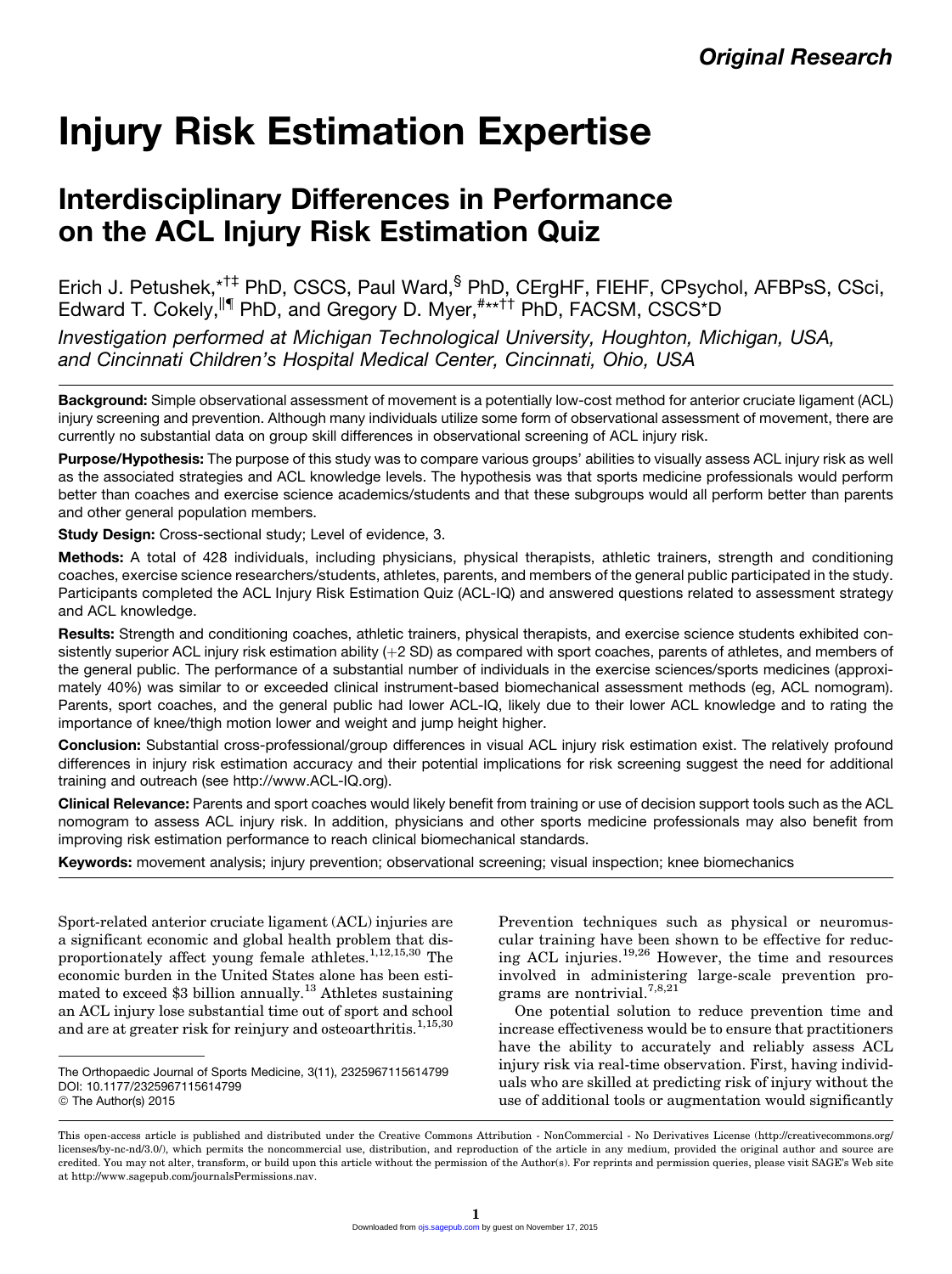Original Research

# Injury Risk Estimation Expertise

## Interdisciplinary Differences in Performance on the ACL Injury Risk Estimation Quiz

Erich J. Petushek,[*†‡] PhD, CSCS, Paul Ward,[§] PhD, CErgHF, FIEHF, CPsychol, AFBPsS, CSci, Edward T. Cokely,[‖¶] PhD, and Gregory D. Myer,[#**††] PhD, FACSM, CSCS*D

*Investigation performed at Michigan Technological University, Houghton, Michigan, USA, and Cincinnati Children's Hospital Medical Center, Cincinnati, Ohio, USA*

**Background:** Simple observational assessment of movement is a potentially low-cost method for anterior cruciate ligament (ACL) injury screening and prevention. Although many individuals utilize some form of observational assessment of movement, there are currently no substantial data on group skill differences in observational screening of ACL injury risk.

**Purpose/Hypothesis:** The purpose of this study was to compare various groups' abilities to visually assess ACL injury risk as well as the associated strategies and ACL knowledge levels. The hypothesis was that sports medicine professionals would perform better than coaches and exercise science academics/students and that these subgroups would all perform better than parents and other general population members.

**Study Design:** Cross-sectional study; Level of evidence, 3.

**Methods:** A total of 428 individuals, including physicians, physical therapists, athletic trainers, strength and conditioning coaches, exercise science researchers/students, athletes, parents, and members of the general public participated in the study. Participants completed the ACL Injury Risk Estimation Quiz (ACL-IQ) and answered questions related to assessment strategy and ACL knowledge.

**Results:** Strength and conditioning coaches, athletic trainers, physical therapists, and exercise science students exhibited consistently superior ACL injury risk estimation ability (+2 SD) as compared with sport coaches, parents of athletes, and members of the general public. The performance of a substantial number of individuals in the exercise sciences/sports medicines (approximately 40%) was similar to or exceeded clinical instrument-based biomechanical assessment methods (eg, ACL nomogram). Parents, sport coaches, and the general public had lower ACL-IQ, likely due to their lower ACL knowledge and to rating the importance of knee/thigh motion lower and weight and jump height higher.

**Conclusion:** Substantial cross-professional/group differences in visual ACL injury risk estimation exist. The relatively profound differences in injury risk estimation accuracy and their potential implications for risk screening suggest the need for additional training and outreach (see http://www.ACL-IQ.org).

**Clinical Relevance:** Parents and sport coaches would likely benefit from training or use of decision support tools such as the ACL nomogram to assess ACL injury risk. In addition, physicians and other sports medicine professionals may also benefit from improving risk estimation performance to reach clinical biomechanical standards.

**Keywords:** movement analysis; injury prevention; observational screening; visual inspection; knee biomechanics

Sport-related anterior cruciate ligament (ACL) injuries are a significant economic and global health problem that disproportionately affect young female athletes.[1,12,15,30] The economic burden in the United States alone has been estimated to exceed $3 billion annually.[13] Athletes sustaining an ACL injury lose substantial time out of sport and school and are at greater risk for reinjury and osteoarthritis.[1,15,30]

Prevention techniques such as physical or neuromuscular training have been shown to be effective for reducing ACL injuries.[19,26] However, the time and resources involved in administering large-scale prevention programs are nontrivial.[7,8,21]

One potential solution to reduce prevention time and increase effectiveness would be to ensure that practitioners have the ability to accurately and reliably assess ACL injury risk via real-time observation. First, having individuals who are skilled at predicting risk of injury without the use of additional tools or augmentation would significantly

The Orthopaedic Journal of Sports Medicine, 3(11), 2325967115614799
DOI: 10.1177/2325967115614799
© The Author(s) 2015

This open-access article is published and distributed under the Creative Commons Attribution - NonCommercial - No Derivatives License (http://creativecommons.org/licenses/by-nc-nd/3.0/), which permits the noncommercial use, distribution, and reproduction of the article in any medium, provided the original author and source are credited. You may not alter, transform, or build upon this article without the permission of the Author(s). For reprints and permission queries, please visit SAGE's Web site at http://www.sagepub.com/journalsPermissions.nav.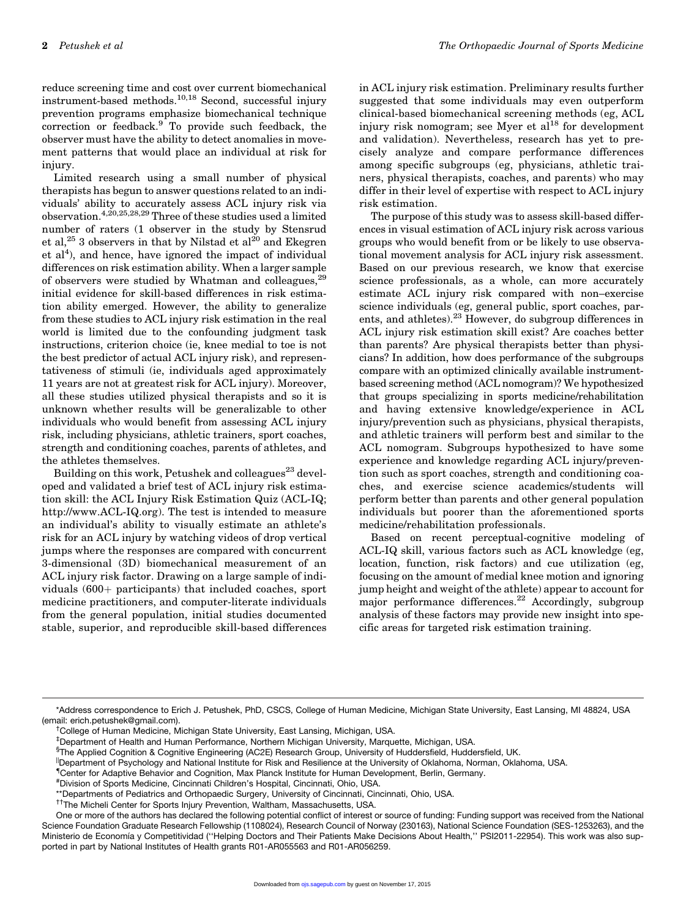reduce screening time and cost over current biomechanical instrument-based methods.[10,18] Second, successful injury prevention programs emphasize biomechanical technique correction or feedback.[9] To provide such feedback, the observer must have the ability to detect anomalies in movement patterns that would place an individual at risk for injury.

Limited research using a small number of physical therapists has begun to answer questions related to an individuals' ability to accurately assess ACL injury risk via observation.[4,20,25,28,29] Three of these studies used a limited number of raters (1 observer in the study by Stensrud et al,[25] 3 observers in that by Nilstad et al[20] and Ekegren et al[4]), and hence, have ignored the impact of individual differences on risk estimation ability. When a larger sample of observers were studied by Whatman and colleagues,[29] initial evidence for skill-based differences in risk estimation ability emerged. However, the ability to generalize from these studies to ACL injury risk estimation in the real world is limited due to the confounding judgment task instructions, criterion choice (ie, knee medial to toe is not the best predictor of actual ACL injury risk), and representativeness of stimuli (ie, individuals aged approximately 11 years are not at greatest risk for ACL injury). Moreover, all these studies utilized physical therapists and so it is unknown whether results will be generalizable to other individuals who would benefit from assessing ACL injury risk, including physicians, athletic trainers, sport coaches, strength and conditioning coaches, parents of athletes, and the athletes themselves.

Building on this work, Petushek and colleagues[23] developed and validated a brief test of ACL injury risk estimation skill: the ACL Injury Risk Estimation Quiz (ACL-IQ; http://www.ACL-IQ.org). The test is intended to measure an individual's ability to visually estimate an athlete's risk for an ACL injury by watching videos of drop vertical jumps where the responses are compared with concurrent 3-dimensional (3D) biomechanical measurement of an ACL injury risk factor. Drawing on a large sample of individuals (600+ participants) that included coaches, sport medicine practitioners, and computer-literate individuals from the general population, initial studies documented stable, superior, and reproducible skill-based differences in ACL injury risk estimation. Preliminary results further suggested that some individuals may even outperform clinical-based biomechanical screening methods (eg, ACL injury risk nomogram; see Myer et al[18] for development and validation). Nevertheless, research has yet to precisely analyze and compare performance differences among specific subgroups (eg, physicians, athletic trainers, physical therapists, coaches, and parents) who may differ in their level of expertise with respect to ACL injury risk estimation.

The purpose of this study was to assess skill-based differences in visual estimation of ACL injury risk across various groups who would benefit from or be likely to use observational movement analysis for ACL injury risk assessment. Based on our previous research, we know that exercise science professionals, as a whole, can more accurately estimate ACL injury risk compared with non–exercise science individuals (eg, general public, sport coaches, parents, and athletes).[23] However, do subgroup differences in ACL injury risk estimation skill exist? Are coaches better than parents? Are physical therapists better than physicians? In addition, how does performance of the subgroups compare with an optimized clinically available instrument-based screening method (ACL nomogram)? We hypothesized that groups specializing in sports medicine/rehabilitation and having extensive knowledge/experience in ACL injury/prevention such as physicians, physical therapists, and athletic trainers will perform best and similar to the ACL nomogram. Subgroups hypothesized to have some experience and knowledge regarding ACL injury/prevention such as sport coaches, strength and conditioning coaches, and exercise science academics/students will perform better than parents and other general population individuals but poorer than the aforementioned sports medicine/rehabilitation professionals.

Based on recent perceptual-cognitive modeling of ACL-IQ skill, various factors such as ACL knowledge (eg, location, function, risk factors) and cue utilization (eg, focusing on the amount of medial knee motion and ignoring jump height and weight of the athlete) appear to account for major performance differences.[22] Accordingly, subgroup analysis of these factors may provide new insight into specific areas for targeted risk estimation training.

---

*Address correspondence to Erich J. Petushek, PhD, CSCS, College of Human Medicine, Michigan State University, East Lansing, MI 48824, USA (email: erich.petushek@gmail.com).

†College of Human Medicine, Michigan State University, East Lansing, Michigan, USA.

‡Department of Health and Human Performance, Northern Michigan University, Marquette, Michigan, USA.

§The Applied Cognition & Cognitive Engineering (AC2E) Research Group, University of Huddersfield, Huddersfield, UK.

||Department of Psychology and National Institute for Risk and Resilience at the University of Oklahoma, Norman, Oklahoma, USA.

¶Center for Adaptive Behavior and Cognition, Max Planck Institute for Human Development, Berlin, Germany.

#Division of Sports Medicine, Cincinnati Children's Hospital, Cincinnati, Ohio, USA.

**Departments of Pediatrics and Orthopaedic Surgery, University of Cincinnati, Cincinnati, Ohio, USA.

††The Micheli Center for Sports Injury Prevention, Waltham, Massachusetts, USA.

One or more of the authors has declared the following potential conflict of interest or source of funding: Funding support was received from the National Science Foundation Graduate Research Fellowship (1108024), Research Council of Norway (230163), National Science Foundation (SES-1253263), and the Ministerio de Economía y Competitividad (''Helping Doctors and Their Patients Make Decisions About Health,'' PSI2011-22954). This work was also supported in part by National Institutes of Health grants R01-AR055563 and R01-AR056259.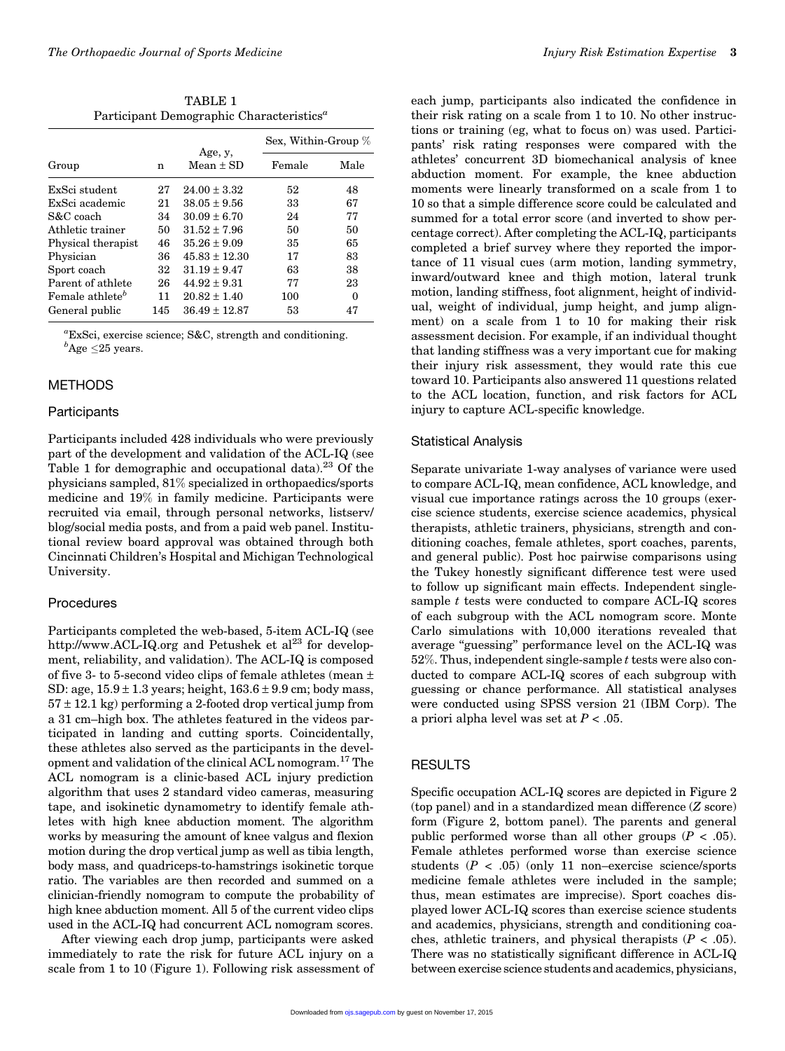TABLE 1
Participant Demographic Characteristics[a]

| Group | n | Age, y, Mean ± SD | Sex, Within-Group % | |
|---|---|---|---|---|
| | | | Female | Male |
| ExSci student | 27 | 24.00 ± 3.32 | 52 | 48 |
| ExSci academic | 21 | 38.05 ± 9.56 | 33 | 67 |
| S&C coach | 34 | 30.09 ± 6.70 | 24 | 77 |
| Athletic trainer | 50 | 31.52 ± 7.96 | 50 | 50 |
| Physical therapist | 46 | 35.26 ± 9.09 | 35 | 65 |
| Physician | 36 | 45.83 ± 12.30 | 17 | 83 |
| Sport coach | 32 | 31.19 ± 9.47 | 63 | 38 |
| Parent of athlete | 26 | 44.92 ± 9.31 | 77 | 23 |
| Female athlete[b] | 11 | 20.82 ± 1.40 | 100 | 0 |
| General public | 145 | 36.49 ± 12.87 | 53 | 47 |

[a]ExSci, exercise science; S&C, strength and conditioning.
[b]Age ≤25 years.

## METHODS

### Participants

Participants included 428 individuals who were previously part of the development and validation of the ACL-IQ (see Table 1 for demographic and occupational data).[23] Of the physicians sampled, 81% specialized in orthopaedics/sports medicine and 19% in family medicine. Participants were recruited via email, through personal networks, listserv/blog/social media posts, and from a paid web panel. Institutional review board approval was obtained through both Cincinnati Children's Hospital and Michigan Technological University.

### Procedures

Participants completed the web-based, 5-item ACL-IQ (see http://www.ACL-IQ.org and Petushek et al[23] for development, reliability, and validation). The ACL-IQ is composed of five 3- to 5-second video clips of female athletes (mean ± SD: age, 15.9 ± 1.3 years; height, 163.6 ± 9.9 cm; body mass, 57 ± 12.1 kg) performing a 2-footed drop vertical jump from a 31 cm–high box. The athletes featured in the videos participated in landing and cutting sports. Coincidentally, these athletes also served as the participants in the development and validation of the clinical ACL nomogram.[17] The ACL nomogram is a clinic-based ACL injury prediction algorithm that uses 2 standard video cameras, measuring tape, and isokinetic dynamometry to identify female athletes with high knee abduction moment. The algorithm works by measuring the amount of knee valgus and flexion motion during the drop vertical jump as well as tibia length, body mass, and quadriceps-to-hamstrings isokinetic torque ratio. The variables are then recorded and summed on a clinician-friendly nomogram to compute the probability of high knee abduction moment. All 5 of the current video clips used in the ACL-IQ had concurrent ACL nomogram scores.

After viewing each drop jump, participants were asked immediately to rate the risk for future ACL injury on a scale from 1 to 10 (Figure 1). Following risk assessment of each jump, participants also indicated the confidence in their risk rating on a scale from 1 to 10. No other instructions or training (eg, what to focus on) was used. Participants' risk rating responses were compared with the athletes' concurrent 3D biomechanical analysis of knee abduction moment. For example, the knee abduction moments were linearly transformed on a scale from 1 to 10 so that a simple difference score could be calculated and summed for a total error score (and inverted to show percentage correct). After completing the ACL-IQ, participants completed a brief survey where they reported the importance of 11 visual cues (arm motion, landing symmetry, inward/outward knee and thigh motion, lateral trunk motion, landing stiffness, foot alignment, height of individual, weight of individual, jump height, and jump alignment) on a scale from 1 to 10 for making their risk assessment decision. For example, if an individual thought that landing stiffness was a very important cue for making their injury risk assessment, they would rate this cue toward 10. Participants also answered 11 questions related to the ACL location, function, and risk factors for ACL injury to capture ACL-specific knowledge.

### Statistical Analysis

Separate univariate 1-way analyses of variance were used to compare ACL-IQ, mean confidence, ACL knowledge, and visual cue importance ratings across the 10 groups (exercise science students, exercise science academics, physical therapists, athletic trainers, physicians, strength and conditioning coaches, female athletes, sport coaches, parents, and general public). Post hoc pairwise comparisons using the Tukey honestly significant difference test were used to follow up significant main effects. Independent single-sample $t$ tests were conducted to compare ACL-IQ scores of each subgroup with the ACL nomogram score. Monte Carlo simulations with 10,000 iterations revealed that average "guessing" performance level on the ACL-IQ was 52%. Thus, independent single-sample $t$ tests were also conducted to compare ACL-IQ scores of each subgroup with guessing or chance performance. All statistical analyses were conducted using SPSS version 21 (IBM Corp). The a priori alpha level was set at $P < .05$.

## RESULTS

Specific occupation ACL-IQ scores are depicted in Figure 2 (top panel) and in a standardized mean difference ($Z$ score) form (Figure 2, bottom panel). The parents and general public performed worse than all other groups ($P < .05$). Female athletes performed worse than exercise science students ($P < .05$) (only 11 non–exercise science/sports medicine female athletes were included in the sample; thus, mean estimates are imprecise). Sport coaches displayed lower ACL-IQ scores than exercise science students and academics, physicians, strength and conditioning coaches, athletic trainers, and physical therapists ($P < .05$). There was no statistically significant difference in ACL-IQ between exercise science students and academics, physicians,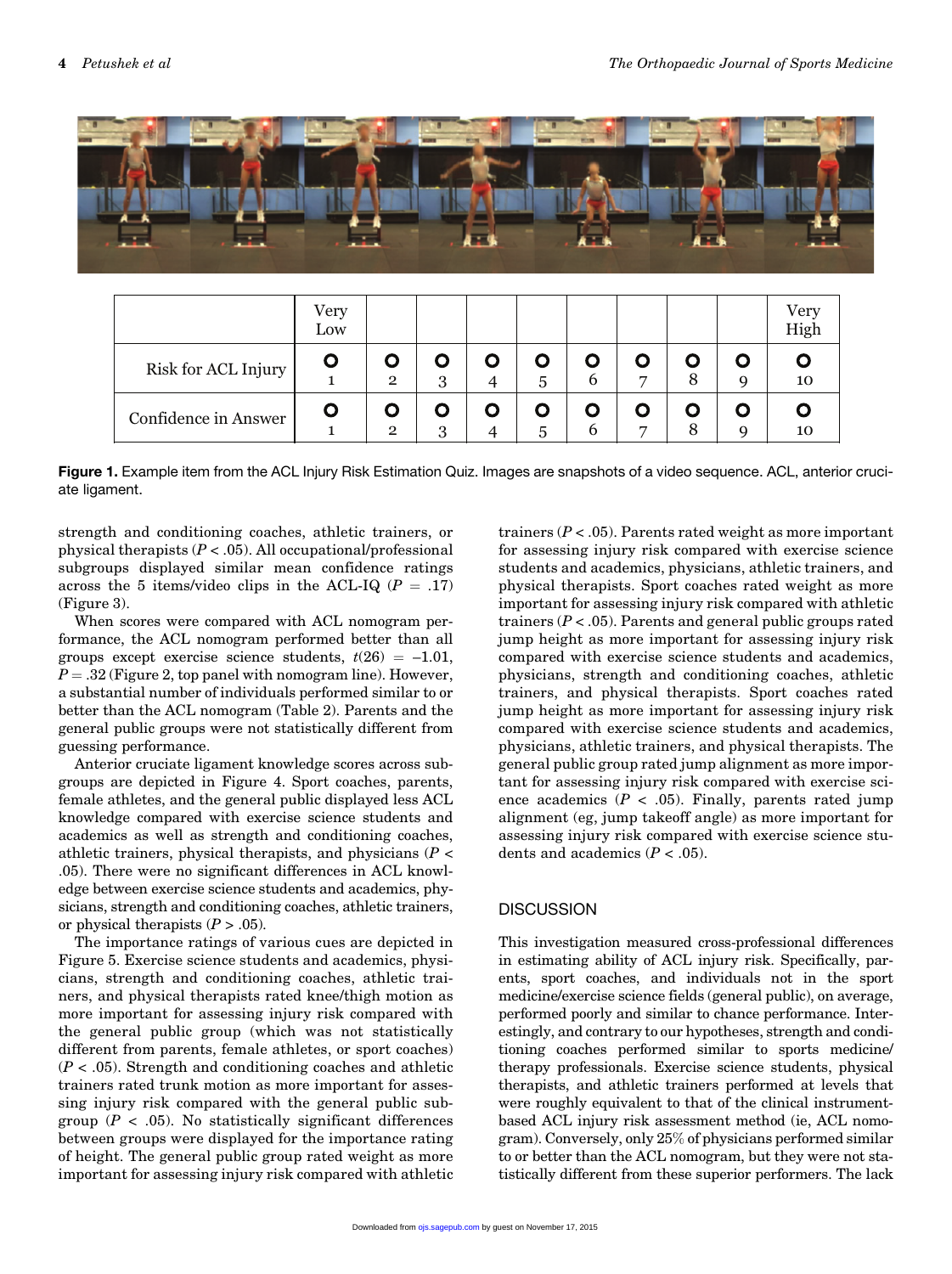|  | Very Low |  |  |  |  |  |  |  |  | Very High |
|---|---|---|---|---|---|---|---|---|---|---|
| Risk for ACL Injury | O 1 | O 2 | O 3 | O 4 | O 5 | O 6 | O 7 | O 8 | O 9 | O 10 |
| Confidence in Answer | O 1 | O 2 | O 3 | O 4 | O 5 | O 6 | O 7 | O 8 | O 9 | O 10 |

**Figure 1.** Example item from the ACL Injury Risk Estimation Quiz. Images are snapshots of a video sequence. ACL, anterior cruciate ligament.

strength and conditioning coaches, athletic trainers, or physical therapists ($P < .05$). All occupational/professional subgroups displayed similar mean confidence ratings across the 5 items/video clips in the ACL-IQ ($P = .17$) (Figure 3).

When scores were compared with ACL nomogram performance, the ACL nomogram performed better than all groups except exercise science students, $t(26) = -1.01$, $P = .32$ (Figure 2, top panel with nomogram line). However, a substantial number of individuals performed similar to or better than the ACL nomogram (Table 2). Parents and the general public groups were not statistically different from guessing performance.

Anterior cruciate ligament knowledge scores across subgroups are depicted in Figure 4. Sport coaches, parents, female athletes, and the general public displayed less ACL knowledge compared with exercise science students and academics as well as strength and conditioning coaches, athletic trainers, physical therapists, and physicians ($P < .05$). There were no significant differences in ACL knowledge between exercise science students and academics, physicians, strength and conditioning coaches, athletic trainers, or physical therapists ($P > .05$).

The importance ratings of various cues are depicted in Figure 5. Exercise science students and academics, physicians, strength and conditioning coaches, athletic trainers, and physical therapists rated knee/thigh motion as more important for assessing injury risk compared with the general public group (which was not statistically different from parents, female athletes, or sport coaches) ($P < .05$). Strength and conditioning coaches and athletic trainers rated trunk motion as more important for assessing injury risk compared with the general public subgroup ($P < .05$). No statistically significant differences between groups were displayed for the importance rating of height. The general public group rated weight as more important for assessing injury risk compared with athletic trainers ($P < .05$). Parents rated weight as more important for assessing injury risk compared with exercise science students and academics, physicians, athletic trainers, and physical therapists. Sport coaches rated weight as more important for assessing injury risk compared with athletic trainers ($P < .05$). Parents and general public groups rated jump height as more important for assessing injury risk compared with exercise science students and academics, physicians, strength and conditioning coaches, athletic trainers, and physical therapists. Sport coaches rated jump height as more important for assessing injury risk compared with exercise science students and academics, physicians, athletic trainers, and physical therapists. The general public group rated jump alignment as more important for assessing injury risk compared with exercise science academics ($P < .05$). Finally, parents rated jump alignment (eg, jump takeoff angle) as more important for assessing injury risk compared with exercise science students and academics ($P < .05$).

## DISCUSSION

This investigation measured cross-professional differences in estimating ability of ACL injury risk. Specifically, parents, sport coaches, and individuals not in the sport medicine/exercise science fields (general public), on average, performed poorly and similar to chance performance. Interestingly, and contrary to our hypotheses, strength and conditioning coaches performed similar to sports medicine/therapy professionals. Exercise science students, physical therapists, and athletic trainers performed at levels that were roughly equivalent to that of the clinical instrument-based ACL injury risk assessment method (ie, ACL nomogram). Conversely, only 25% of physicians performed similar to or better than the ACL nomogram, but they were not statistically different from these superior performers. The lack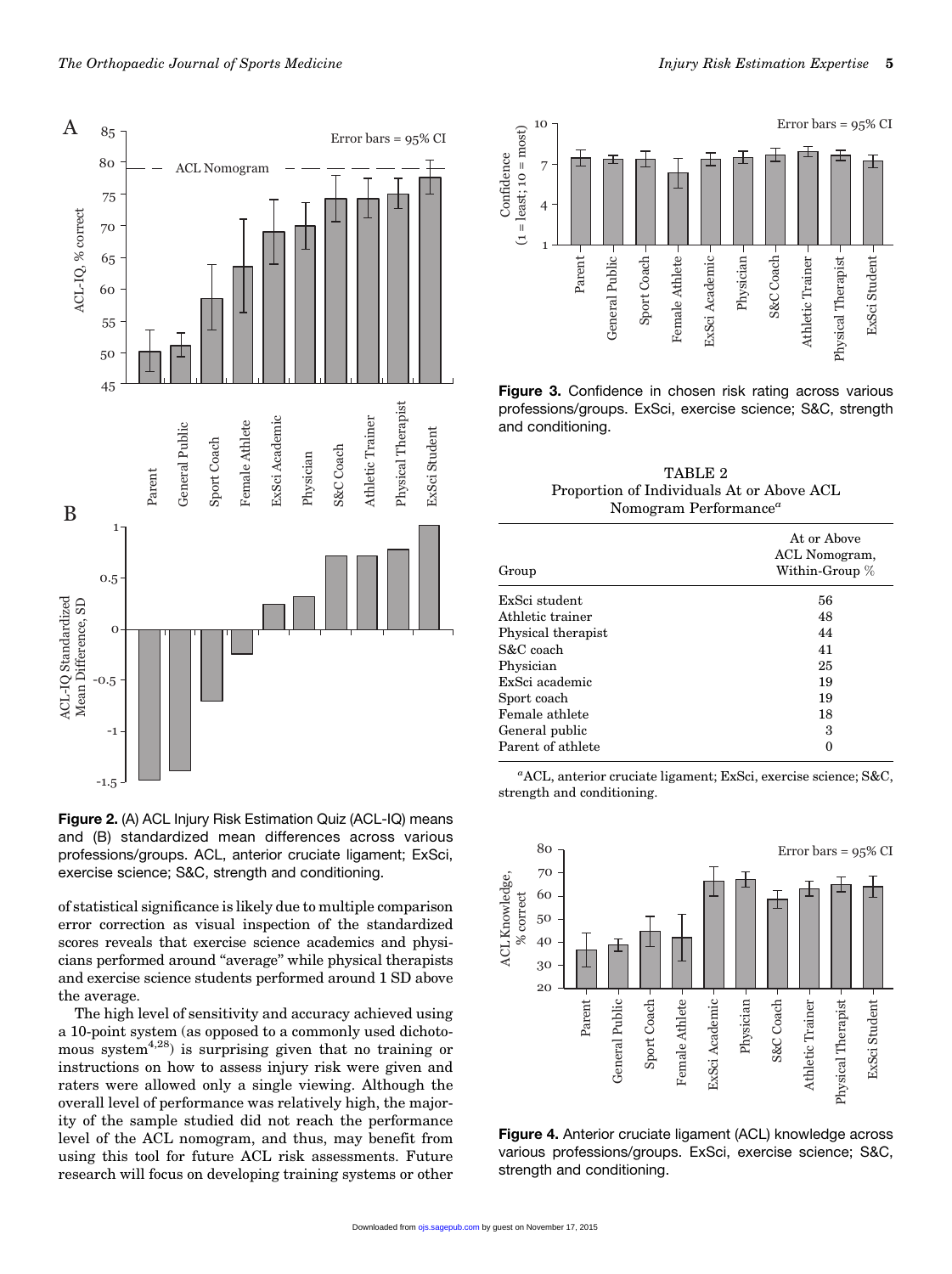Figure 2. (A) ACL Injury Risk Estimation Quiz (ACL-IQ) means and (B) standardized mean differences across various professions/groups. ACL, anterior cruciate ligament; ExSci, exercise science; S&C, strength and conditioning.

of statistical significance is likely due to multiple comparison error correction as visual inspection of the standardized scores reveals that exercise science academics and physicians performed around "average" while physical therapists and exercise science students performed around 1 SD above the average.

The high level of sensitivity and accuracy achieved using a 10-point system (as opposed to a commonly used dichotomous system[4,28]) is surprising given that no training or instructions on how to assess injury risk were given and raters were allowed only a single viewing. Although the overall level of performance was relatively high, the majority of the sample studied did not reach the performance level of the ACL nomogram, and thus, may benefit from using this tool for future ACL risk assessments. Future research will focus on developing training systems or other

Figure 3. Confidence in chosen risk rating across various professions/groups. ExSci, exercise science; S&C, strength and conditioning.

TABLE 2
Proportion of Individuals At or Above ACL Nomogram Performance[a]

| Group | At or Above ACL Nomogram, Within-Group % |
|---|---|
| ExSci student | 56 |
| Athletic trainer | 48 |
| Physical therapist | 44 |
| S&C coach | 41 |
| Physician | 25 |
| ExSci academic | 19 |
| Sport coach | 19 |
| Female athlete | 18 |
| General public | 3 |
| Parent of athlete | 0 |

[a]ACL, anterior cruciate ligament; ExSci, exercise science; S&C, strength and conditioning.

Figure 4. Anterior cruciate ligament (ACL) knowledge across various professions/groups. ExSci, exercise science; S&C, strength and conditioning.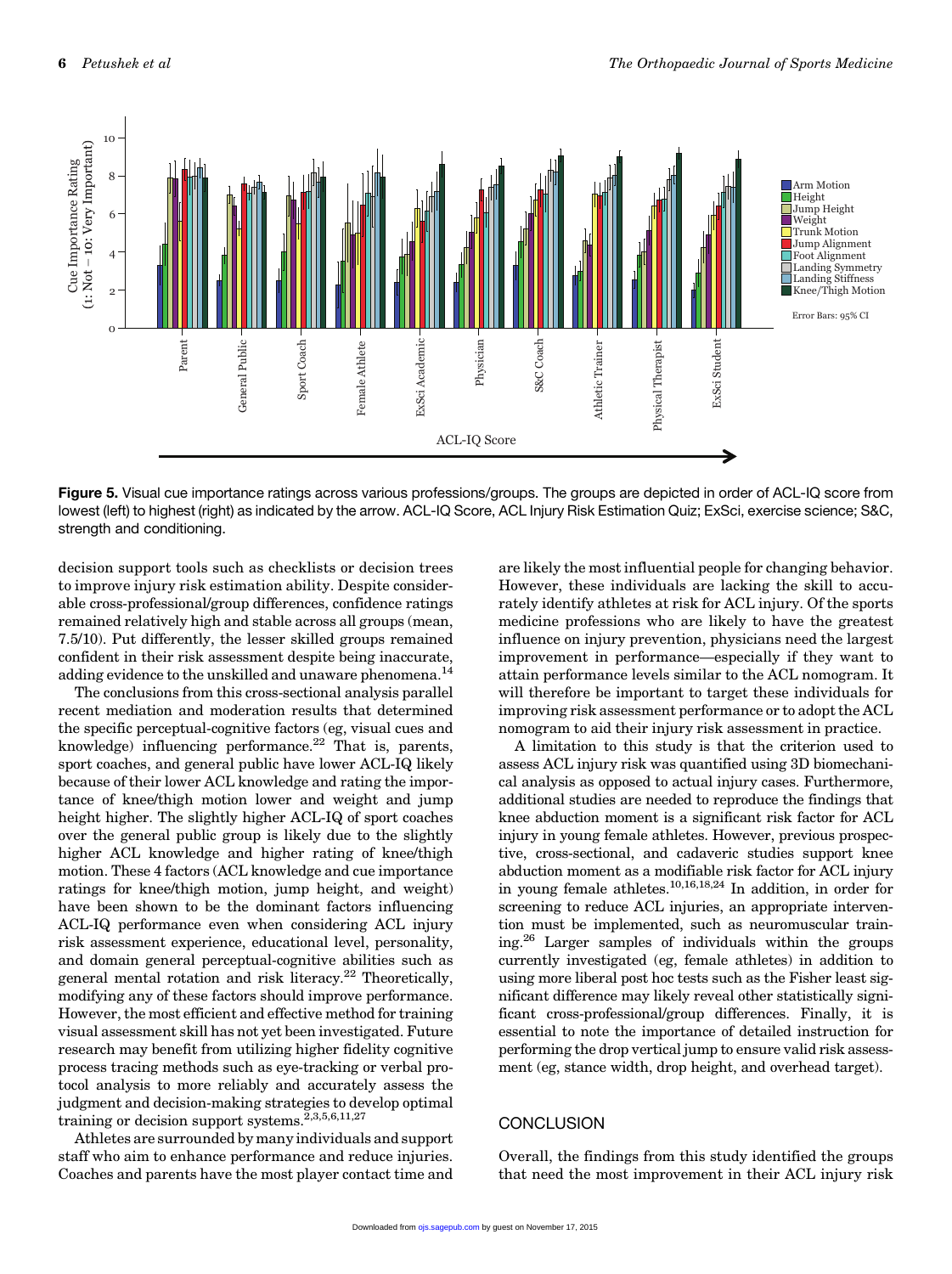Cue Importance Rating
(1: Not – 10: Very Important)

10
8
6
4
2
0

Parent
General Public
Sport Coach
Female Athlete
ExSci Academic
Physician
S&C Coach
Athletic Trainer
Physical Therapist
ExSci Student

ACL-IQ Score

Arm Motion
Height
Jump Height
Weight
Trunk Motion
Jump Alignment
Foot Alignment
Landing Symmetry
Landing Stiffness
Knee/Thigh Motion

Error Bars: 95% CI

**Figure 5.** Visual cue importance ratings across various professions/groups. The groups are depicted in order of ACL-IQ score from lowest (left) to highest (right) as indicated by the arrow. ACL-IQ Score, ACL Injury Risk Estimation Quiz; ExSci, exercise science; S&C, strength and conditioning.

decision support tools such as checklists or decision trees to improve injury risk estimation ability. Despite considerable cross-professional/group differences, confidence ratings remained relatively high and stable across all groups (mean, 7.5/10). Put differently, the lesser skilled groups remained confident in their risk assessment despite being inaccurate, adding evidence to the unskilled and unaware phenomena.[14]

The conclusions from this cross-sectional analysis parallel recent mediation and moderation results that determined the specific perceptual-cognitive factors (eg, visual cues and knowledge) influencing performance.[22] That is, parents, sport coaches, and general public have lower ACL-IQ likely because of their lower ACL knowledge and rating the importance of knee/thigh motion lower and weight and jump height higher. The slightly higher ACL-IQ of sport coaches over the general public group is likely due to the slightly higher ACL knowledge and higher rating of knee/thigh motion. These 4 factors (ACL knowledge and cue importance ratings for knee/thigh motion, jump height, and weight) have been shown to be the dominant factors influencing ACL-IQ performance even when considering ACL injury risk assessment experience, educational level, personality, and domain general perceptual-cognitive abilities such as general mental rotation and risk literacy.[22] Theoretically, modifying any of these factors should improve performance. However, the most efficient and effective method for training visual assessment skill has not yet been investigated. Future research may benefit from utilizing higher fidelity cognitive process tracing methods such as eye-tracking or verbal protocol analysis to more reliably and accurately assess the judgment and decision-making strategies to develop optimal training or decision support systems.[2,3,5,6,11,27]

Athletes are surrounded by many individuals and support staff who aim to enhance performance and reduce injuries. Coaches and parents have the most player contact time and are likely the most influential people for changing behavior. However, these individuals are lacking the skill to accurately identify athletes at risk for ACL injury. Of the sports medicine professions who are likely to have the greatest influence on injury prevention, physicians need the largest improvement in performance—especially if they want to attain performance levels similar to the ACL nomogram. It will therefore be important to target these individuals for improving risk assessment performance or to adopt the ACL nomogram to aid their injury risk assessment in practice.

A limitation to this study is that the criterion used to assess ACL injury risk was quantified using 3D biomechanical analysis as opposed to actual injury cases. Furthermore, additional studies are needed to reproduce the findings that knee abduction moment is a significant risk factor for ACL injury in young female athletes. However, previous prospective, cross-sectional, and cadaveric studies support knee abduction moment as a modifiable risk factor for ACL injury in young female athletes.[10,16,18,24] In addition, in order for screening to reduce ACL injuries, an appropriate intervention must be implemented, such as neuromuscular training.[26] Larger samples of individuals within the groups currently investigated (eg, female athletes) in addition to using more liberal post hoc tests such as the Fisher least significant difference may likely reveal other statistically significant cross-professional/group differences. Finally, it is essential to note the importance of detailed instruction for performing the drop vertical jump to ensure valid risk assessment (eg, stance width, drop height, and overhead target).

## CONCLUSION

Overall, the findings from this study identified the groups that need the most improvement in their ACL injury risk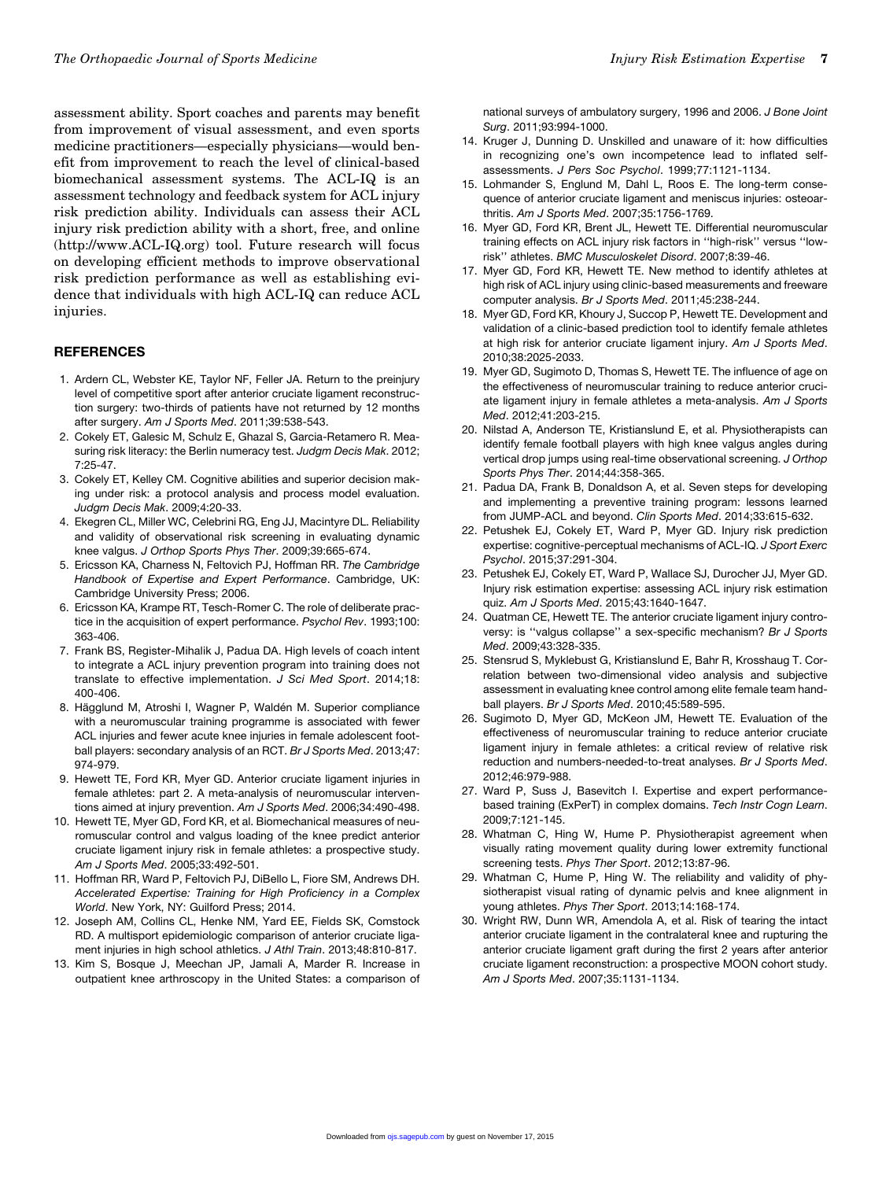assessment ability. Sport coaches and parents may benefit from improvement of visual assessment, and even sports medicine practitioners—especially physicians—would benefit from improvement to reach the level of clinical-based biomechanical assessment systems. The ACL-IQ is an assessment technology and feedback system for ACL injury risk prediction ability. Individuals can assess their ACL injury risk prediction ability with a short, free, and online (http://www.ACL-IQ.org) tool. Future research will focus on developing efficient methods to improve observational risk prediction performance as well as establishing evidence that individuals with high ACL-IQ can reduce ACL injuries.

## REFERENCES

1. Ardern CL, Webster KE, Taylor NF, Feller JA. Return to the preinjury level of competitive sport after anterior cruciate ligament reconstruction surgery: two-thirds of patients have not returned by 12 months after surgery. *Am J Sports Med*. 2011;39:538-543.
2. Cokely ET, Galesic M, Schulz E, Ghazal S, Garcia-Retamero R. Measuring risk literacy: the Berlin numeracy test. *Judgm Decis Mak*. 2012; 7:25-47.
3. Cokely ET, Kelley CM. Cognitive abilities and superior decision making under risk: a protocol analysis and process model evaluation. *Judgm Decis Mak*. 2009;4:20-33.
4. Ekegren CL, Miller WC, Celebrini RG, Eng JJ, Macintyre DL. Reliability and validity of observational risk screening in evaluating dynamic knee valgus. *J Orthop Sports Phys Ther*. 2009;39:665-674.
5. Ericsson KA, Charness N, Feltovich PJ, Hoffman RR. *The Cambridge Handbook of Expertise and Expert Performance*. Cambridge, UK: Cambridge University Press; 2006.
6. Ericsson KA, Krampe RT, Tesch-Romer C. The role of deliberate practice in the acquisition of expert performance. *Psychol Rev*. 1993;100: 363-406.
7. Frank BS, Register-Mihalik J, Padua DA. High levels of coach intent to integrate a ACL injury prevention program into training does not translate to effective implementation. *J Sci Med Sport*. 2014;18: 400-406.
8. Hägglund M, Atroshi I, Wagner P, Waldén M. Superior compliance with a neuromuscular training programme is associated with fewer ACL injuries and fewer acute knee injuries in female adolescent football players: secondary analysis of an RCT. *Br J Sports Med*. 2013;47: 974-979.
9. Hewett TE, Ford KR, Myer GD. Anterior cruciate ligament injuries in female athletes: part 2. A meta-analysis of neuromuscular interventions aimed at injury prevention. *Am J Sports Med*. 2006;34:490-498.
10. Hewett TE, Myer GD, Ford KR, et al. Biomechanical measures of neuromuscular control and valgus loading of the knee predict anterior cruciate ligament injury risk in female athletes: a prospective study. *Am J Sports Med*. 2005;33:492-501.
11. Hoffman RR, Ward P, Feltovich PJ, DiBello L, Fiore SM, Andrews DH. *Accelerated Expertise: Training for High Proficiency in a Complex World*. New York, NY: Guilford Press; 2014.
12. Joseph AM, Collins CL, Henke NM, Yard EE, Fields SK, Comstock RD. A multisport epidemiologic comparison of anterior cruciate ligament injuries in high school athletics. *J Athl Train*. 2013;48:810-817.
13. Kim S, Bosque J, Meechan JP, Jamali A, Marder R. Increase in outpatient knee arthroscopy in the United States: a comparison of national surveys of ambulatory surgery, 1996 and 2006. *J Bone Joint Surg*. 2011;93:994-1000.
14. Kruger J, Dunning D. Unskilled and unaware of it: how difficulties in recognizing one's own incompetence lead to inflated self-assessments. *J Pers Soc Psychol*. 1999;77:1121-1134.
15. Lohmander S, Englund M, Dahl L, Roos E. The long-term consequence of anterior cruciate ligament and meniscus injuries: osteoarthritis. *Am J Sports Med*. 2007;35:1756-1769.
16. Myer GD, Ford KR, Brent JL, Hewett TE. Differential neuromuscular training effects on ACL injury risk factors in ''high-risk'' versus ''low-risk'' athletes. *BMC Musculoskelet Disord*. 2007;8:39-46.
17. Myer GD, Ford KR, Hewett TE. New method to identify athletes at high risk of ACL injury using clinic-based measurements and freeware computer analysis. *Br J Sports Med*. 2011;45:238-244.
18. Myer GD, Ford KR, Khoury J, Succop P, Hewett TE. Development and validation of a clinic-based prediction tool to identify female athletes at high risk for anterior cruciate ligament injury. *Am J Sports Med*. 2010;38:2025-2033.
19. Myer GD, Sugimoto D, Thomas S, Hewett TE. The influence of age on the effectiveness of neuromuscular training to reduce anterior cruciate ligament injury in female athletes a meta-analysis. *Am J Sports Med*. 2012;41:203-215.
20. Nilstad A, Anderson TE, Kristianslund E, et al. Physiotherapists can identify female football players with high knee valgus angles during vertical drop jumps using real-time observational screening. *J Orthop Sports Phys Ther*. 2014;44:358-365.
21. Padua DA, Frank B, Donaldson A, et al. Seven steps for developing and implementing a preventive training program: lessons learned from JUMP-ACL and beyond. *Clin Sports Med*. 2014;33:615-632.
22. Petushek EJ, Cokely ET, Ward P, Myer GD. Injury risk prediction expertise: cognitive-perceptual mechanisms of ACL-IQ. *J Sport Exerc Psychol*. 2015;37:291-304.
23. Petushek EJ, Cokely ET, Ward P, Wallace SJ, Durocher JJ, Myer GD. Injury risk estimation expertise: assessing ACL injury risk estimation quiz. *Am J Sports Med*. 2015;43:1640-1647.
24. Quatman CE, Hewett TE. The anterior cruciate ligament injury controversy: is ''valgus collapse'' a sex-specific mechanism? *Br J Sports Med*. 2009;43:328-335.
25. Stensrud S, Myklebust G, Kristianslund E, Bahr R, Krosshaug T. Correlation between two-dimensional video analysis and subjective assessment in evaluating knee control among elite female team handball players. *Br J Sports Med*. 2010;45:589-595.
26. Sugimoto D, Myer GD, McKeon JM, Hewett TE. Evaluation of the effectiveness of neuromuscular training to reduce anterior cruciate ligament injury in female athletes: a critical review of relative risk reduction and numbers-needed-to-treat analyses. *Br J Sports Med*. 2012;46:979-988.
27. Ward P, Suss J, Basevitch I. Expertise and expert performance-based training (ExPerT) in complex domains. *Tech Instr Cogn Learn*. 2009;7:121-145.
28. Whatman C, Hing W, Hume P. Physiotherapist agreement when visually rating movement quality during lower extremity functional screening tests. *Phys Ther Sport*. 2012;13:87-96.
29. Whatman C, Hume P, Hing W. The reliability and validity of physiotherapist visual rating of dynamic pelvis and knee alignment in young athletes. *Phys Ther Sport*. 2013;14:168-174.
30. Wright RW, Dunn WR, Amendola A, et al. Risk of tearing the intact anterior cruciate ligament in the contralateral knee and rupturing the anterior cruciate ligament graft during the first 2 years after anterior cruciate ligament reconstruction: a prospective MOON cohort study. *Am J Sports Med*. 2007;35:1131-1134.